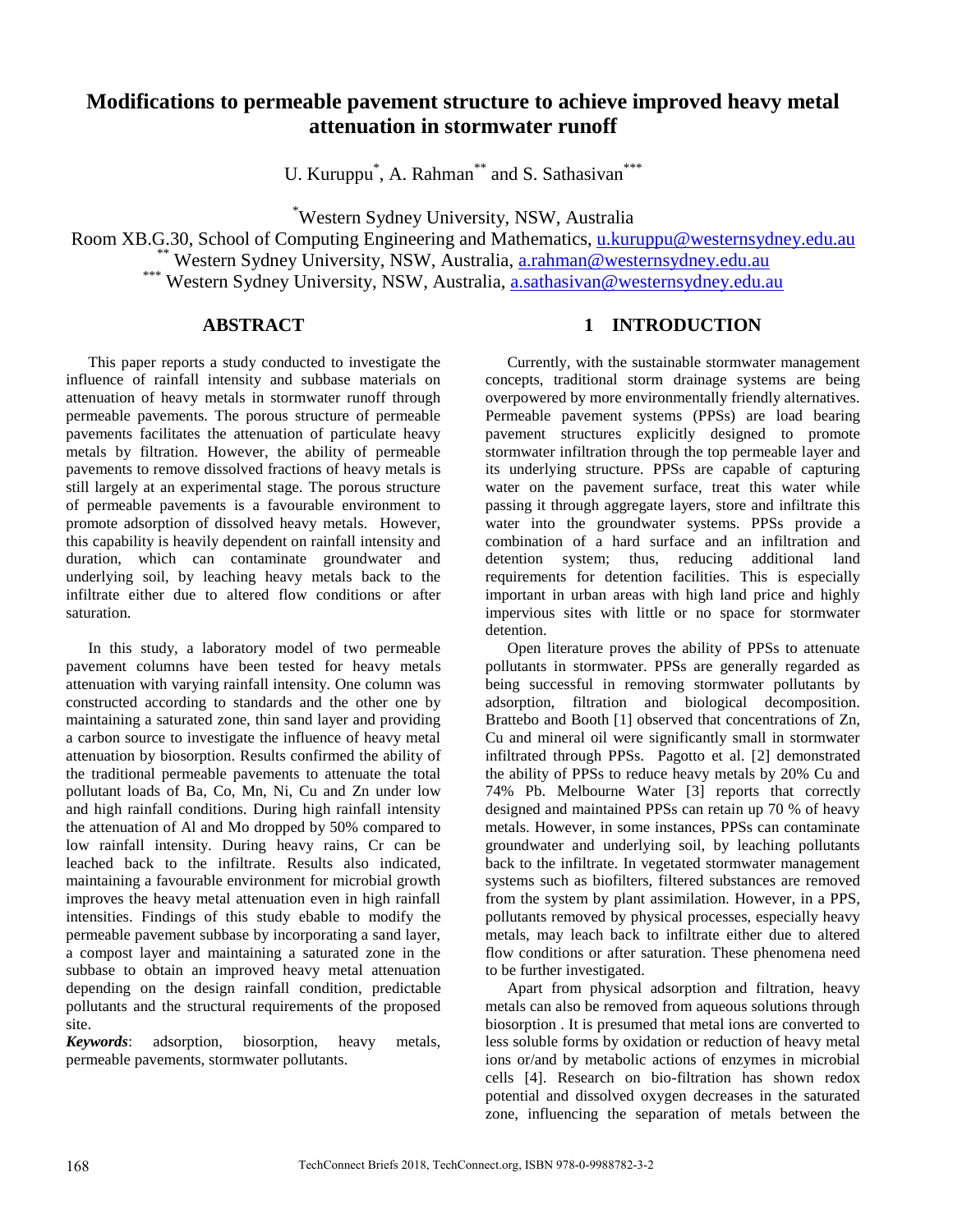# Modifications to permeable pavement structure to achieve improved heavy metal attenuation in stormwater runoff

U. Kuruppu[*], A. Rahman[**] and S. Sathasivan[***]

[*]Western Sydney University, NSW, Australia
Room XB.G.30, School of Computing Engineering and Mathematics, u.kuruppu@westernsydney.edu.au
[**] Western Sydney University, NSW, Australia, a.rahman@westernsydney.edu.au
[***] Western Sydney University, NSW, Australia, a.sathasivan@westernsydney.edu.au

## ABSTRACT

This paper reports a study conducted to investigate the influence of rainfall intensity and subbase materials on attenuation of heavy metals in stormwater runoff through permeable pavements. The porous structure of permeable pavements facilitates the attenuation of particulate heavy metals by filtration. However, the ability of permeable pavements to remove dissolved fractions of heavy metals is still largely at an experimental stage. The porous structure of permeable pavements is a favourable environment to promote adsorption of dissolved heavy metals. However, this capability is heavily dependent on rainfall intensity and duration, which can contaminate groundwater and underlying soil, by leaching heavy metals back to the infiltrate either due to altered flow conditions or after saturation.

In this study, a laboratory model of two permeable pavement columns have been tested for heavy metals attenuation with varying rainfall intensity. One column was constructed according to standards and the other one by maintaining a saturated zone, thin sand layer and providing a carbon source to investigate the influence of heavy metal attenuation by biosorption. Results confirmed the ability of the traditional permeable pavements to attenuate the total pollutant loads of Ba, Co, Mn, Ni, Cu and Zn under low and high rainfall conditions. During high rainfall intensity the attenuation of Al and Mo dropped by 50% compared to low rainfall intensity. During heavy rains, Cr can be leached back to the infiltrate. Results also indicated, maintaining a favourable environment for microbial growth improves the heavy metal attenuation even in high rainfall intensities. Findings of this study ebable to modify the permeable pavement subbase by incorporating a sand layer, a compost layer and maintaining a saturated zone in the subbase to obtain an improved heavy metal attenuation depending on the design rainfall condition, predictable pollutants and the structural requirements of the proposed site.

***Keywords***: adsorption, biosorption, heavy metals, permeable pavements, stormwater pollutants.

## 1 INTRODUCTION

Currently, with the sustainable stormwater management concepts, traditional storm drainage systems are being overpowered by more environmentally friendly alternatives. Permeable pavement systems (PPSs) are load bearing pavement structures explicitly designed to promote stormwater infiltration through the top permeable layer and its underlying structure. PPSs are capable of capturing water on the pavement surface, treat this water while passing it through aggregate layers, store and infiltrate this water into the groundwater systems. PPSs provide a combination of a hard surface and an infiltration and detention system; thus, reducing additional land requirements for detention facilities. This is especially important in urban areas with high land price and highly impervious sites with little or no space for stormwater detention.

Open literature proves the ability of PPSs to attenuate pollutants in stormwater. PPSs are generally regarded as being successful in removing stormwater pollutants by adsorption, filtration and biological decomposition. Brattebo and Booth [1] observed that concentrations of Zn, Cu and mineral oil were significantly small in stormwater infiltrated through PPSs. Pagotto et al. [2] demonstrated the ability of PPSs to reduce heavy metals by 20% Cu and 74% Pb. Melbourne Water [3] reports that correctly designed and maintained PPSs can retain up 70 % of heavy metals. However, in some instances, PPSs can contaminate groundwater and underlying soil, by leaching pollutants back to the infiltrate. In vegetated stormwater management systems such as biofilters, filtered substances are removed from the system by plant assimilation. However, in a PPS, pollutants removed by physical processes, especially heavy metals, may leach back to infiltrate either due to altered flow conditions or after saturation. These phenomena need to be further investigated.

Apart from physical adsorption and filtration, heavy metals can also be removed from aqueous solutions through biosorption . It is presumed that metal ions are converted to less soluble forms by oxidation or reduction of heavy metal ions or/and by metabolic actions of enzymes in microbial cells [4]. Research on bio-filtration has shown redox potential and dissolved oxygen decreases in the saturated zone, influencing the separation of metals between the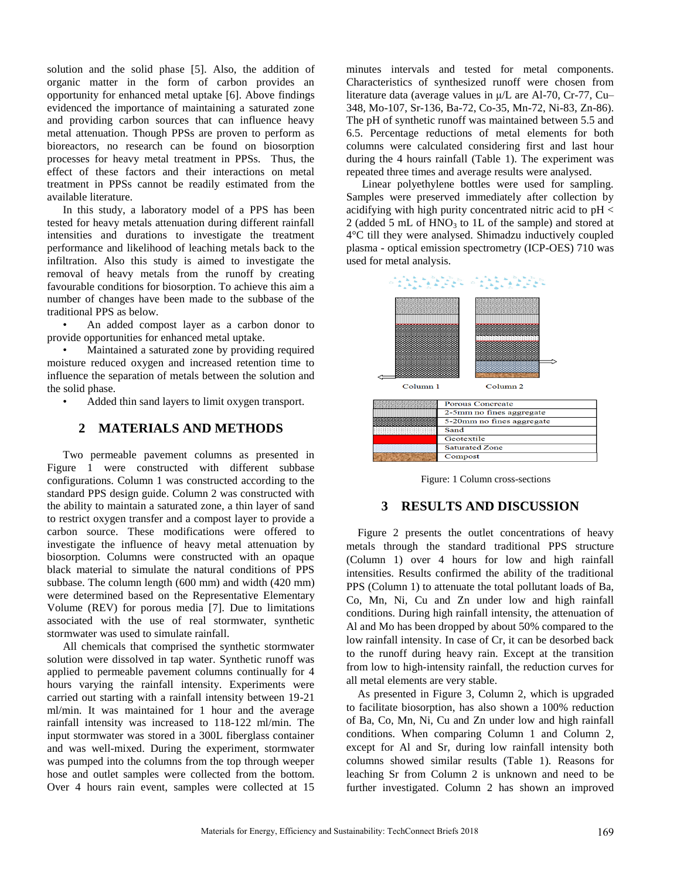solution and the solid phase [5]. Also, the addition of organic matter in the form of carbon provides an opportunity for enhanced metal uptake [6]. Above findings evidenced the importance of maintaining a saturated zone and providing carbon sources that can influence heavy metal attenuation. Though PPSs are proven to perform as bioreactors, no research can be found on biosorption processes for heavy metal treatment in PPSs. Thus, the effect of these factors and their interactions on metal treatment in PPSs cannot be readily estimated from the available literature.

In this study, a laboratory model of a PPS has been tested for heavy metals attenuation during different rainfall intensities and durations to investigate the treatment performance and likelihood of leaching metals back to the infiltration. Also this study is aimed to investigate the removal of heavy metals from the runoff by creating favourable conditions for biosorption. To achieve this aim a number of changes have been made to the subbase of the traditional PPS as below.

- An added compost layer as a carbon donor to provide opportunities for enhanced metal uptake.
- Maintained a saturated zone by providing required moisture reduced oxygen and increased retention time to influence the separation of metals between the solution and the solid phase.
- Added thin sand layers to limit oxygen transport.

## 2 MATERIALS AND METHODS

Two permeable pavement columns as presented in Figure 1 were constructed with different subbase configurations. Column 1 was constructed according to the standard PPS design guide. Column 2 was constructed with the ability to maintain a saturated zone, a thin layer of sand to restrict oxygen transfer and a compost layer to provide a carbon source. These modifications were offered to investigate the influence of heavy metal attenuation by biosorption. Columns were constructed with an opaque black material to simulate the natural conditions of PPS subbase. The column length (600 mm) and width (420 mm) were determined based on the Representative Elementary Volume (REV) for porous media [7]. Due to limitations associated with the use of real stormwater, synthetic stormwater was used to simulate rainfall.

All chemicals that comprised the synthetic stormwater solution were dissolved in tap water. Synthetic runoff was applied to permeable pavement columns continually for 4 hours varying the rainfall intensity. Experiments were carried out starting with a rainfall intensity between 19-21 ml/min. It was maintained for 1 hour and the average rainfall intensity was increased to 118-122 ml/min. The input stormwater was stored in a 300L fiberglass container and was well-mixed. During the experiment, stormwater was pumped into the columns from the top through weeper hose and outlet samples were collected from the bottom. Over 4 hours rain event, samples were collected at 15 minutes intervals and tested for metal components. Characteristics of synthesized runoff were chosen from literature data (average values in μ/L are Al-70, Cr-77, Cu–348, Mo-107, Sr-136, Ba-72, Co-35, Mn-72, Ni-83, Zn-86). The pH of synthetic runoff was maintained between 5.5 and 6.5. Percentage reductions of metal elements for both columns were calculated considering first and last hour during the 4 hours rainfall (Table 1). The experiment was repeated three times and average results were analysed.

Linear polyethylene bottles were used for sampling. Samples were preserved immediately after collection by acidifying with high purity concentrated nitric acid to pH < 2 (added 5 mL of $HNO_3$ to 1L of the sample) and stored at 4°C till they were analysed. Shimadzu inductively coupled plasma - optical emission spectrometry (ICP-OES) 710 was used for metal analysis.

| Legend |
| --- |
| Porous Concreate |
| 2-5mm no fines aggregate |
| 5-20mm no fines aggregate |
| Sand |
| Geotextile |
| Saturated Zone |
| Compost |

Figure: 1 Column cross-sections

## 3 RESULTS AND DISCUSSION

Figure 2 presents the outlet concentrations of heavy metals through the standard traditional PPS structure (Column 1) over 4 hours for low and high rainfall intensities. Results confirmed the ability of the traditional PPS (Column 1) to attenuate the total pollutant loads of Ba, Co, Mn, Ni, Cu and Zn under low and high rainfall conditions. During high rainfall intensity, the attenuation of Al and Mo has been dropped by about 50% compared to the low rainfall intensity. In case of Cr, it can be desorbed back to the runoff during heavy rain. Except at the transition from low to high-intensity rainfall, the reduction curves for all metal elements are very stable.

As presented in Figure 3, Column 2, which is upgraded to facilitate biosorption, has also shown a 100% reduction of Ba, Co, Mn, Ni, Cu and Zn under low and high rainfall conditions. When comparing Column 1 and Column 2, except for Al and Sr, during low rainfall intensity both columns showed similar results (Table 1). Reasons for leaching Sr from Column 2 is unknown and need to be further investigated. Column 2 has shown an improved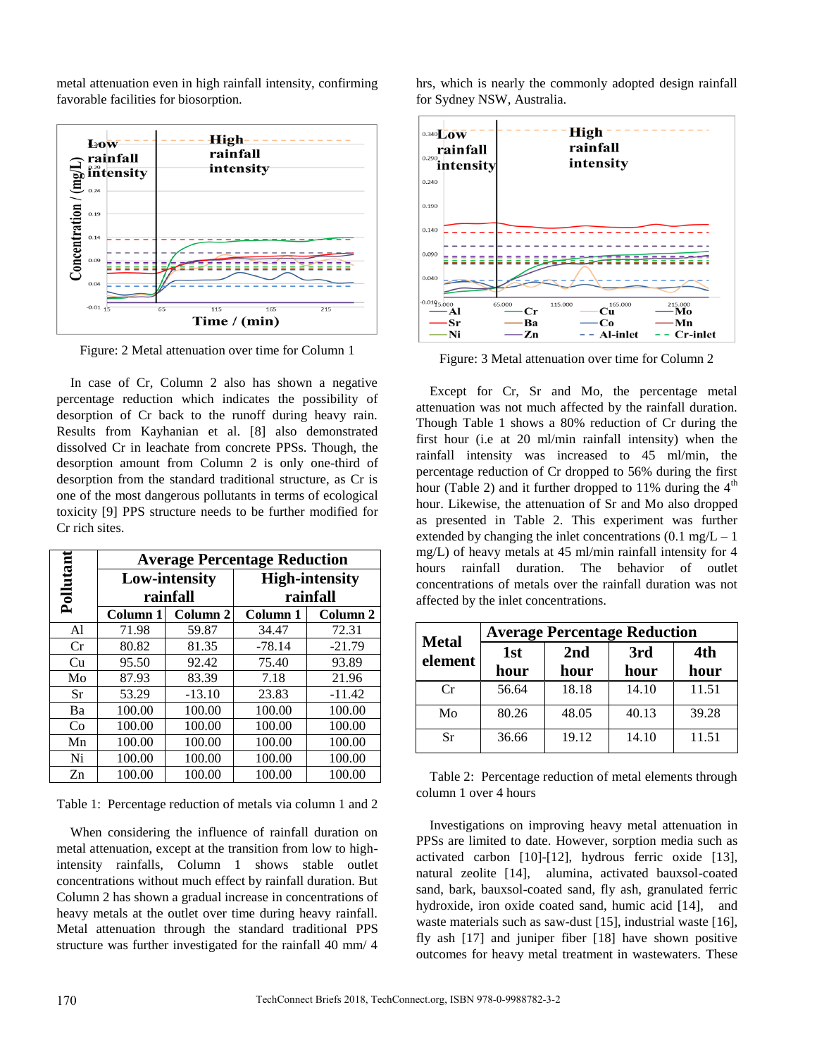metal attenuation even in high rainfall intensity, confirming favorable facilities for biosorption.

Figure: 2 Metal attenuation over time for Column 1

In case of Cr, Column 2 also has shown a negative percentage reduction which indicates the possibility of desorption of Cr back to the runoff during heavy rain. Results from Kayhanian et al. [8] also demonstrated dissolved Cr in leachate from concrete PPSs. Though, the desorption amount from Column 2 is only one-third of desorption from the standard traditional structure, as Cr is one of the most dangerous pollutants in terms of ecological toxicity [9] PPS structure needs to be further modified for Cr rich sites.

| Pollutant | Average Percentage Reduction | | | |
|---|---|---|---|---|
| | Low-intensity rainfall | | High-intensity rainfall | |
| | Column 1 | Column 2 | Column 1 | Column 2 |
| Al | 71.98 | 59.87 | 34.47 | 72.31 |
| Cr | 80.82 | 81.35 | -78.14 | -21.79 |
| Cu | 95.50 | 92.42 | 75.40 | 93.89 |
| Mo | 87.93 | 83.39 | 7.18 | 21.96 |
| Sr | 53.29 | -13.10 | 23.83 | -11.42 |
| Ba | 100.00 | 100.00 | 100.00 | 100.00 |
| Co | 100.00 | 100.00 | 100.00 | 100.00 |
| Mn | 100.00 | 100.00 | 100.00 | 100.00 |
| Ni | 100.00 | 100.00 | 100.00 | 100.00 |
| Zn | 100.00 | 100.00 | 100.00 | 100.00 |

Table 1: Percentage reduction of metals via column 1 and 2

When considering the influence of rainfall duration on metal attenuation, except at the transition from low to high-intensity rainfalls, Column 1 shows stable outlet concentrations without much effect by rainfall duration. But Column 2 has shown a gradual increase in concentrations of heavy metals at the outlet over time during heavy rainfall. Metal attenuation through the standard traditional PPS structure was further investigated for the rainfall 40 mm/ 4 hrs, which is nearly the commonly adopted design rainfall for Sydney NSW, Australia.

Figure: 3 Metal attenuation over time for Column 2

Except for Cr, Sr and Mo, the percentage metal attenuation was not much affected by the rainfall duration. Though Table 1 shows a 80% reduction of Cr during the first hour (i.e at 20 ml/min rainfall intensity) when the rainfall intensity was increased to 45 ml/min, the percentage reduction of Cr dropped to 56% during the first hour (Table 2) and it further dropped to 11% during the 4th hour. Likewise, the attenuation of Sr and Mo also dropped as presented in Table 2. This experiment was further extended by changing the inlet concentrations (0.1 mg/L – 1 mg/L) of heavy metals at 45 ml/min rainfall intensity for 4 hours rainfall duration. The behavior of outlet concentrations of metals over the rainfall duration was not affected by the inlet concentrations.

| Metal element | Average Percentage Reduction | | | |
|---|---|---|---|---|
| | 1st hour | 2nd hour | 3rd hour | 4th hour |
| Cr | 56.64 | 18.18 | 14.10 | 11.51 |
| Mo | 80.26 | 48.05 | 40.13 | 39.28 |
| Sr | 36.66 | 19.12 | 14.10 | 11.51 |

Table 2: Percentage reduction of metal elements through column 1 over 4 hours

Investigations on improving heavy metal attenuation in PPSs are limited to date. However, sorption media such as activated carbon [10]-[12], hydrous ferric oxide [13], natural zeolite [14], alumina, activated bauxsol-coated sand, bark, bauxsol-coated sand, fly ash, granulated ferric hydroxide, iron oxide coated sand, humic acid [14], and waste materials such as saw-dust [15], industrial waste [16], fly ash [17] and juniper fiber [18] have shown positive outcomes for heavy metal treatment in wastewaters. These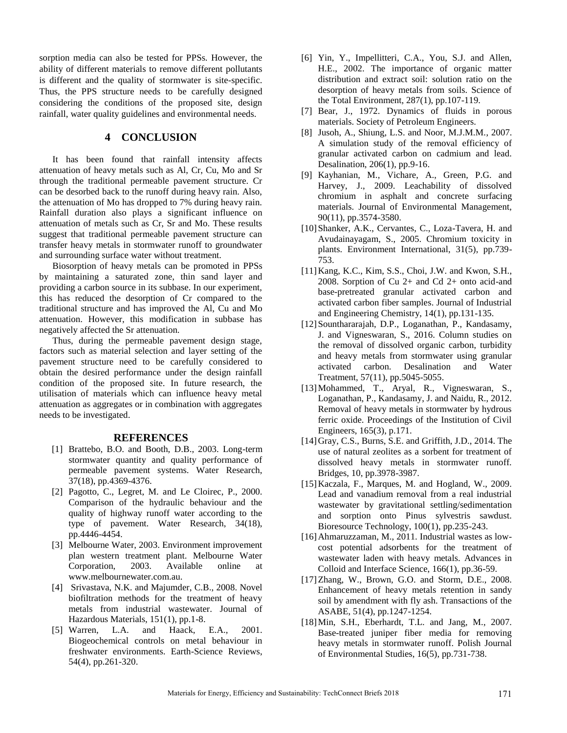sorption media can also be tested for PPSs. However, the ability of different materials to remove different pollutants is different and the quality of stormwater is site-specific. Thus, the PPS structure needs to be carefully designed considering the conditions of the proposed site, design rainfall, water quality guidelines and environmental needs.

## 4 CONCLUSION

It has been found that rainfall intensity affects attenuation of heavy metals such as Al, Cr, Cu, Mo and Sr through the traditional permeable pavement structure. Cr can be desorbed back to the runoff during heavy rain. Also, the attenuation of Mo has dropped to 7% during heavy rain. Rainfall duration also plays a significant influence on attenuation of metals such as Cr, Sr and Mo. These results suggest that traditional permeable pavement structure can transfer heavy metals in stormwater runoff to groundwater and surrounding surface water without treatment.

Biosorption of heavy metals can be promoted in PPSs by maintaining a saturated zone, thin sand layer and providing a carbon source in its subbase. In our experiment, this has reduced the desorption of Cr compared to the traditional structure and has improved the Al, Cu and Mo attenuation. However, this modification in subbase has negatively affected the Sr attenuation.

Thus, during the permeable pavement design stage, factors such as material selection and layer setting of the pavement structure need to be carefully considered to obtain the desired performance under the design rainfall condition of the proposed site. In future research, the utilisation of materials which can influence heavy metal attenuation as aggregates or in combination with aggregates needs to be investigated.

## REFERENCES

[1] Brattebo, B.O. and Booth, D.B., 2003. Long-term stormwater quantity and quality performance of permeable pavement systems. Water Research, 37(18), pp.4369-4376.

[2] Pagotto, C., Legret, M. and Le Cloirec, P., 2000. Comparison of the hydraulic behaviour and the quality of highway runoff water according to the type of pavement. Water Research, 34(18), pp.4446-4454.

[3] Melbourne Water, 2003. Environment improvement plan western treatment plant. Melbourne Water Corporation, 2003. Available online at www.melbournewater.com.au.

[4] Srivastava, N.K. and Majumder, C.B., 2008. Novel biofiltration methods for the treatment of heavy metals from industrial wastewater. Journal of Hazardous Materials, 151(1), pp.1-8.

[5] Warren, L.A. and Haack, E.A., 2001. Biogeochemical controls on metal behaviour in freshwater environments. Earth-Science Reviews, 54(4), pp.261-320.

[6] Yin, Y., Impellitteri, C.A., You, S.J. and Allen, H.E., 2002. The importance of organic matter distribution and extract soil: solution ratio on the desorption of heavy metals from soils. Science of the Total Environment, 287(1), pp.107-119.

[7] Bear, J., 1972. Dynamics of fluids in porous materials. Society of Petroleum Engineers.

[8] Jusoh, A., Shiung, L.S. and Noor, M.J.M.M., 2007. A simulation study of the removal efficiency of granular activated carbon on cadmium and lead. Desalination, 206(1), pp.9-16.

[9] Kayhanian, M., Vichare, A., Green, P.G. and Harvey, J., 2009. Leachability of dissolved chromium in asphalt and concrete surfacing materials. Journal of Environmental Management, 90(11), pp.3574-3580.

[10] Shanker, A.K., Cervantes, C., Loza-Tavera, H. and Avudainayagam, S., 2005. Chromium toxicity in plants. Environment International, 31(5), pp.739-753.

[11] Kang, K.C., Kim, S.S., Choi, J.W. and Kwon, S.H., 2008. Sorption of Cu 2+ and Cd 2+ onto acid-and base-pretreated granular activated carbon and activated carbon fiber samples. Journal of Industrial and Engineering Chemistry, 14(1), pp.131-135.

[12] Sounthararajah, D.P., Loganathan, P., Kandasamy, J. and Vigneswaran, S., 2016. Column studies on the removal of dissolved organic carbon, turbidity and heavy metals from stormwater using granular activated carbon. Desalination and Water Treatment, 57(11), pp.5045-5055.

[13] Mohammed, T., Aryal, R., Vigneswaran, S., Loganathan, P., Kandasamy, J. and Naidu, R., 2012. Removal of heavy metals in stormwater by hydrous ferric oxide. Proceedings of the Institution of Civil Engineers, 165(3), p.171.

[14] Gray, C.S., Burns, S.E. and Griffith, J.D., 2014. The use of natural zeolites as a sorbent for treatment of dissolved heavy metals in stormwater runoff. Bridges, 10, pp.3978-3987.

[15] Kaczala, F., Marques, M. and Hogland, W., 2009. Lead and vanadium removal from a real industrial wastewater by gravitational settling/sedimentation and sorption onto Pinus sylvestris sawdust. Bioresource Technology, 100(1), pp.235-243.

[16] Ahmaruzzaman, M., 2011. Industrial wastes as low-cost potential adsorbents for the treatment of wastewater laden with heavy metals. Advances in Colloid and Interface Science, 166(1), pp.36-59.

[17] Zhang, W., Brown, G.O. and Storm, D.E., 2008. Enhancement of heavy metals retention in sandy soil by amendment with fly ash. Transactions of the ASABE, 51(4), pp.1247-1254.

[18] Min, S.H., Eberhardt, T.L. and Jang, M., 2007. Base-treated juniper fiber media for removing heavy metals in stormwater runoff. Polish Journal of Environmental Studies, 16(5), pp.731-738.